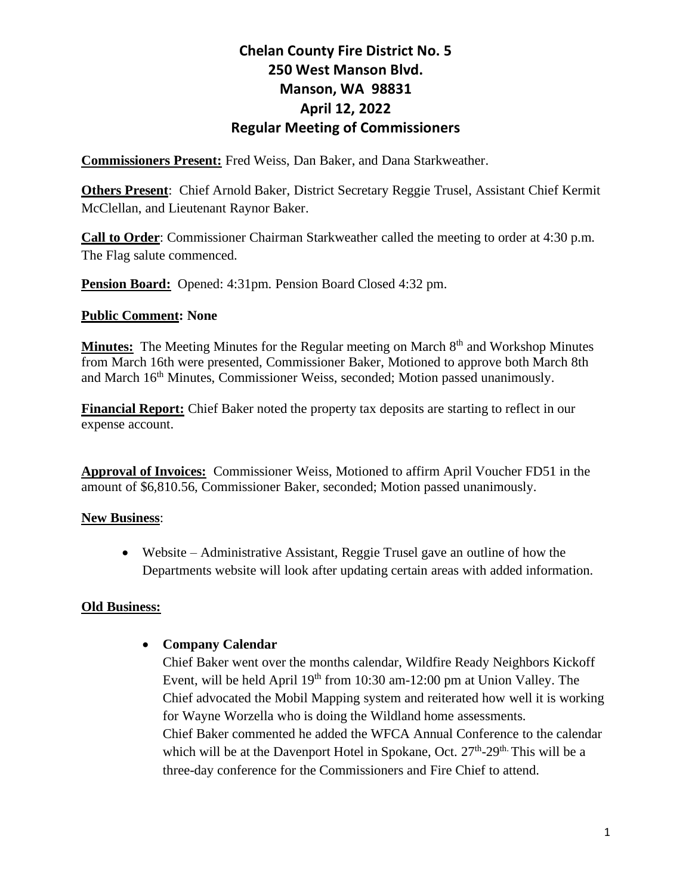# Chelan County Fire District No. 5
## 250 West Manson Blvd.
## Manson, WA 98831
## April 12, 2022
## Regular Meeting of Commissioners

**Commissioners Present:** Fred Weiss, Dan Baker, and Dana Starkweather.

**Others Present**: Chief Arnold Baker, District Secretary Reggie Trusel, Assistant Chief Kermit McClellan, and Lieutenant Raynor Baker.

**Call to Order**: Commissioner Chairman Starkweather called the meeting to order at 4:30 p.m. The Flag salute commenced.

**Pension Board:** Opened: 4:31pm. Pension Board Closed 4:32 pm.

**Public Comment: None**

**Minutes:** The Meeting Minutes for the Regular meeting on March 8th and Workshop Minutes from March 16th were presented, Commissioner Baker, Motioned to approve both March 8th and March 16th Minutes, Commissioner Weiss, seconded; Motion passed unanimously.

**Financial Report:** Chief Baker noted the property tax deposits are starting to reflect in our expense account.

**Approval of Invoices:** Commissioner Weiss, Motioned to affirm April Voucher FD51 in the amount of $6,810.56, Commissioner Baker, seconded; Motion passed unanimously.

**New Business**:

- Website – Administrative Assistant, Reggie Trusel gave an outline of how the Departments website will look after updating certain areas with added information.

**Old Business:**

- **Company Calendar**
  Chief Baker went over the months calendar, Wildfire Ready Neighbors Kickoff Event, will be held April 19th from 10:30 am-12:00 pm at Union Valley. The Chief advocated the Mobil Mapping system and reiterated how well it is working for Wayne Worzella who is doing the Wildland home assessments.
  Chief Baker commented he added the WFCA Annual Conference to the calendar which will be at the Davenport Hotel in Spokane, Oct. 27th-29th. This will be a three-day conference for the Commissioners and Fire Chief to attend.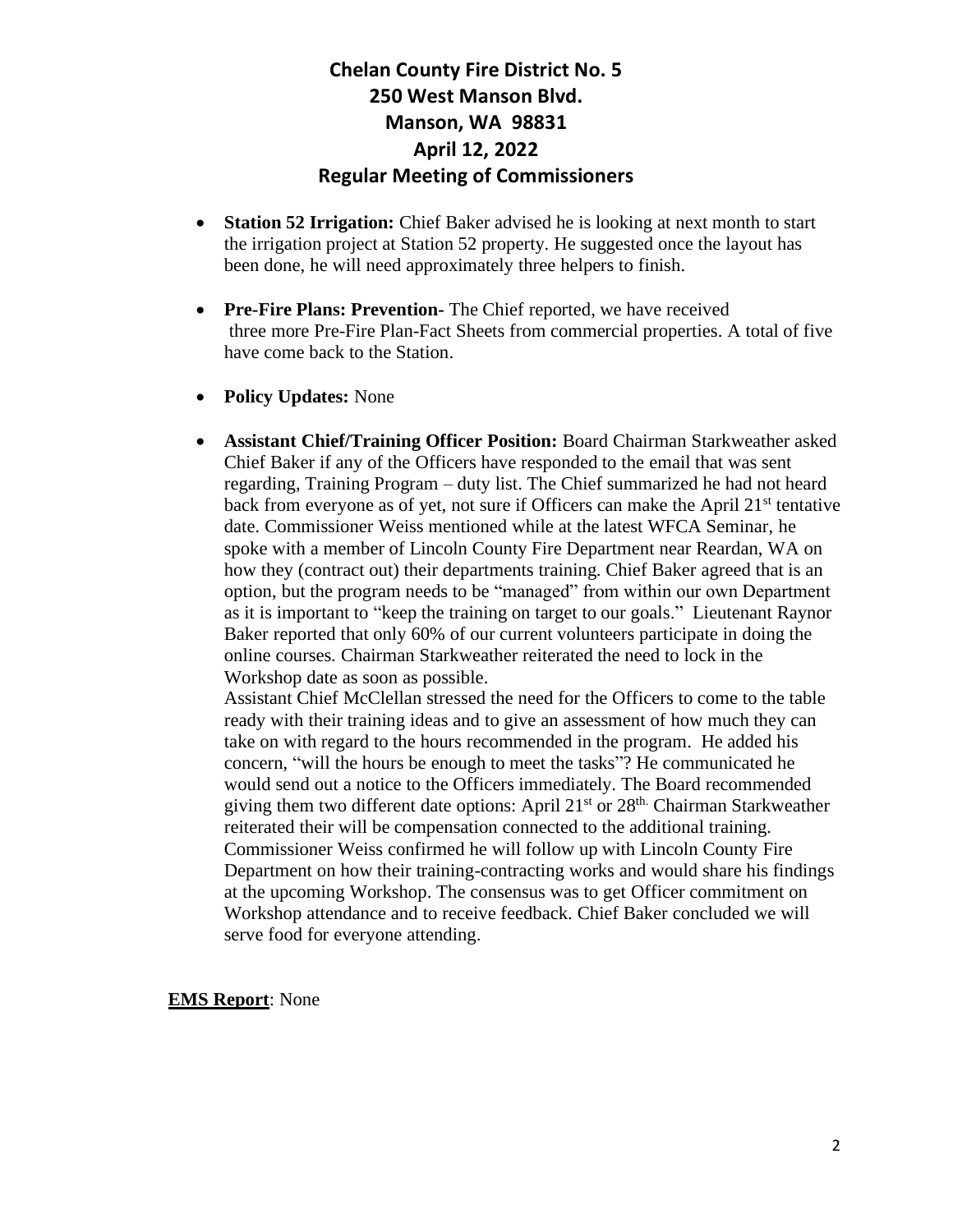# Chelan County Fire District No. 5
## 250 West Manson Blvd.
## Manson, WA 98831
## April 12, 2022
## Regular Meeting of Commissioners

- **Station 52 Irrigation:** Chief Baker advised he is looking at next month to start the irrigation project at Station 52 property. He suggested once the layout has been done, he will need approximately three helpers to finish.

- **Pre-Fire Plans: Prevention-** The Chief reported, we have received three more Pre-Fire Plan-Fact Sheets from commercial properties. A total of five have come back to the Station.

- **Policy Updates:** None

- **Assistant Chief/Training Officer Position:** Board Chairman Starkweather asked Chief Baker if any of the Officers have responded to the email that was sent regarding, Training Program – duty list. The Chief summarized he had not heard back from everyone as of yet, not sure if Officers can make the April 21st tentative date. Commissioner Weiss mentioned while at the latest WFCA Seminar, he spoke with a member of Lincoln County Fire Department near Reardan, WA on how they (contract out) their departments training. Chief Baker agreed that is an option, but the program needs to be "managed" from within our own Department as it is important to "keep the training on target to our goals." Lieutenant Raynor Baker reported that only 60% of our current volunteers participate in doing the online courses. Chairman Starkweather reiterated the need to lock in the Workshop date as soon as possible.

  Assistant Chief McClellan stressed the need for the Officers to come to the table ready with their training ideas and to give an assessment of how much they can take on with regard to the hours recommended in the program. He added his concern, "will the hours be enough to meet the tasks"? He communicated he would send out a notice to the Officers immediately. The Board recommended giving them two different date options: April 21st or 28th. Chairman Starkweather reiterated their will be compensation connected to the additional training. Commissioner Weiss confirmed he will follow up with Lincoln County Fire Department on how their training-contracting works and would share his findings at the upcoming Workshop. The consensus was to get Officer commitment on Workshop attendance and to receive feedback. Chief Baker concluded we will serve food for everyone attending.

**EMS Report**: None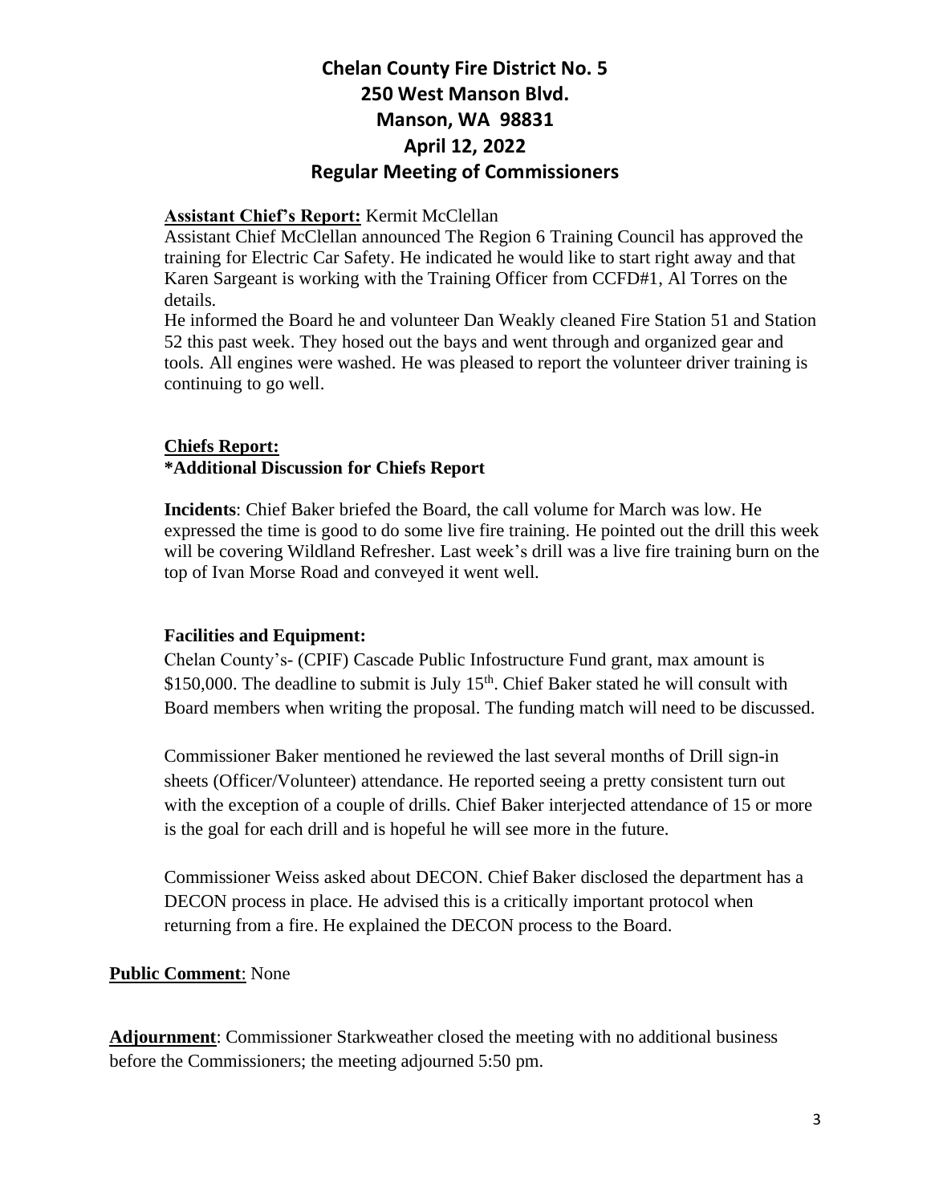# Chelan County Fire District No. 5
# 250 West Manson Blvd.
# Manson, WA 98831
# April 12, 2022
# Regular Meeting of Commissioners

**Assistant Chief's Report:** Kermit McClellan

Assistant Chief McClellan announced The Region 6 Training Council has approved the training for Electric Car Safety. He indicated he would like to start right away and that Karen Sargeant is working with the Training Officer from CCFD#1, Al Torres on the details.

He informed the Board he and volunteer Dan Weakly cleaned Fire Station 51 and Station 52 this past week. They hosed out the bays and went through and organized gear and tools. All engines were washed. He was pleased to report the volunteer driver training is continuing to go well.

**Chiefs Report:**

**\*Additional Discussion for Chiefs Report**

**Incidents**: Chief Baker briefed the Board, the call volume for March was low. He expressed the time is good to do some live fire training. He pointed out the drill this week will be covering Wildland Refresher. Last week's drill was a live fire training burn on the top of Ivan Morse Road and conveyed it went well.

**Facilities and Equipment:**

Chelan County's- (CPIF) Cascade Public Infostructure Fund grant, max amount is \$150,000. The deadline to submit is July 15th. Chief Baker stated he will consult with Board members when writing the proposal. The funding match will need to be discussed.

Commissioner Baker mentioned he reviewed the last several months of Drill sign-in sheets (Officer/Volunteer) attendance. He reported seeing a pretty consistent turn out with the exception of a couple of drills. Chief Baker interjected attendance of 15 or more is the goal for each drill and is hopeful he will see more in the future.

Commissioner Weiss asked about DECON. Chief Baker disclosed the department has a DECON process in place. He advised this is a critically important protocol when returning from a fire. He explained the DECON process to the Board.

**Public Comment**: None

**Adjournment**: Commissioner Starkweather closed the meeting with no additional business before the Commissioners; the meeting adjourned 5:50 pm.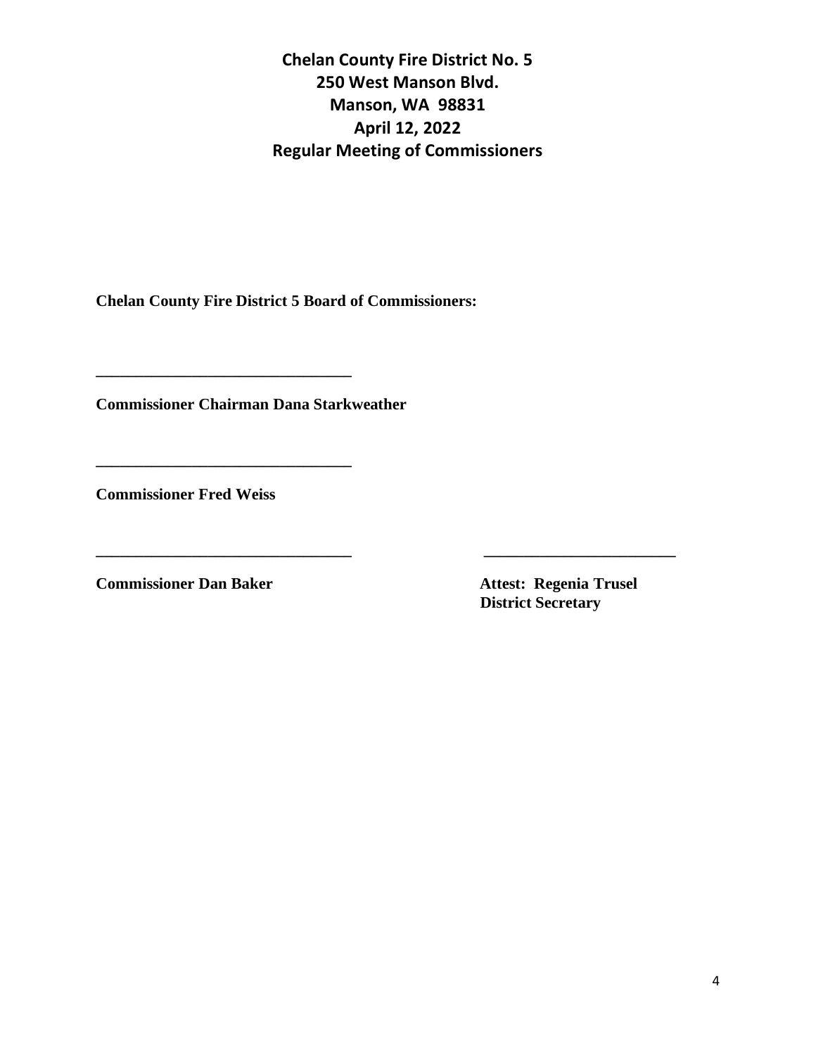**Chelan County Fire District No. 5**
**250 West Manson Blvd.**
**Manson, WA 98831**
**April 12, 2022**
**Regular Meeting of Commissioners**

**Chelan County Fire District 5 Board of Commissioners:**

**________________________________**

**Commissioner Chairman Dana Starkweather**

**________________________________**

**Commissioner Fred Weiss**

**________________________________**

**Commissioner Dan Baker**

**________________________**

**Attest: Regenia Trusel**
**District Secretary**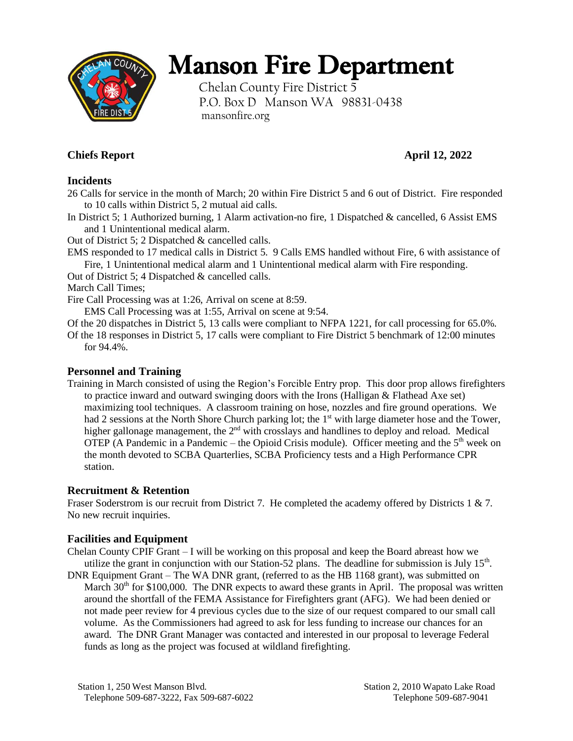# Manson Fire Department

Chelan County Fire District 5
P.O. Box D Manson WA 98831-0438
mansonfire.org

**Chiefs Report** **April 12, 2022**

### Incidents

26 Calls for service in the month of March; 20 within Fire District 5 and 6 out of District. Fire responded to 10 calls within District 5, 2 mutual aid calls.

In District 5; 1 Authorized burning, 1 Alarm activation-no fire, 1 Dispatched & cancelled, 6 Assist EMS and 1 Unintentional medical alarm.

Out of District 5; 2 Dispatched & cancelled calls.

EMS responded to 17 medical calls in District 5. 9 Calls EMS handled without Fire, 6 with assistance of Fire, 1 Unintentional medical alarm and 1 Unintentional medical alarm with Fire responding.

Out of District 5; 4 Dispatched & cancelled calls.

March Call Times;

Fire Call Processing was at 1:26, Arrival on scene at 8:59.

EMS Call Processing was at 1:55, Arrival on scene at 9:54.

Of the 20 dispatches in District 5, 13 calls were compliant to NFPA 1221, for call processing for 65.0%.

Of the 18 responses in District 5, 17 calls were compliant to Fire District 5 benchmark of 12:00 minutes for 94.4%.

### Personnel and Training

Training in March consisted of using the Region's Forcible Entry prop. This door prop allows firefighters to practice inward and outward swinging doors with the Irons (Halligan & Flathead Axe set) maximizing tool techniques. A classroom training on hose, nozzles and fire ground operations. We had 2 sessions at the North Shore Church parking lot; the 1st with large diameter hose and the Tower, higher gallonage management, the 2nd with crosslays and handlines to deploy and reload. Medical OTEP (A Pandemic in a Pandemic – the Opioid Crisis module). Officer meeting and the 5th week on the month devoted to SCBA Quarterlies, SCBA Proficiency tests and a High Performance CPR station.

### Recruitment & Retention

Fraser Soderstrom is our recruit from District 7. He completed the academy offered by Districts 1 & 7. No new recruit inquiries.

### Facilities and Equipment

Chelan County CPIF Grant – I will be working on this proposal and keep the Board abreast how we utilize the grant in conjunction with our Station-52 plans. The deadline for submission is July 15th.

DNR Equipment Grant – The WA DNR grant, (referred to as the HB 1168 grant), was submitted on March 30th for $100,000. The DNR expects to award these grants in April. The proposal was written around the shortfall of the FEMA Assistance for Firefighters grant (AFG). We had been denied or not made peer review for 4 previous cycles due to the size of our request compared to our small call volume. As the Commissioners had agreed to ask for less funding to increase our chances for an award. The DNR Grant Manager was contacted and interested in our proposal to leverage Federal funds as long as the project was focused at wildland firefighting.

Station 1, 250 West Manson Blvd.
Telephone 509-687-3222, Fax 509-687-6022

Station 2, 2010 Wapato Lake Road
Telephone 509-687-9041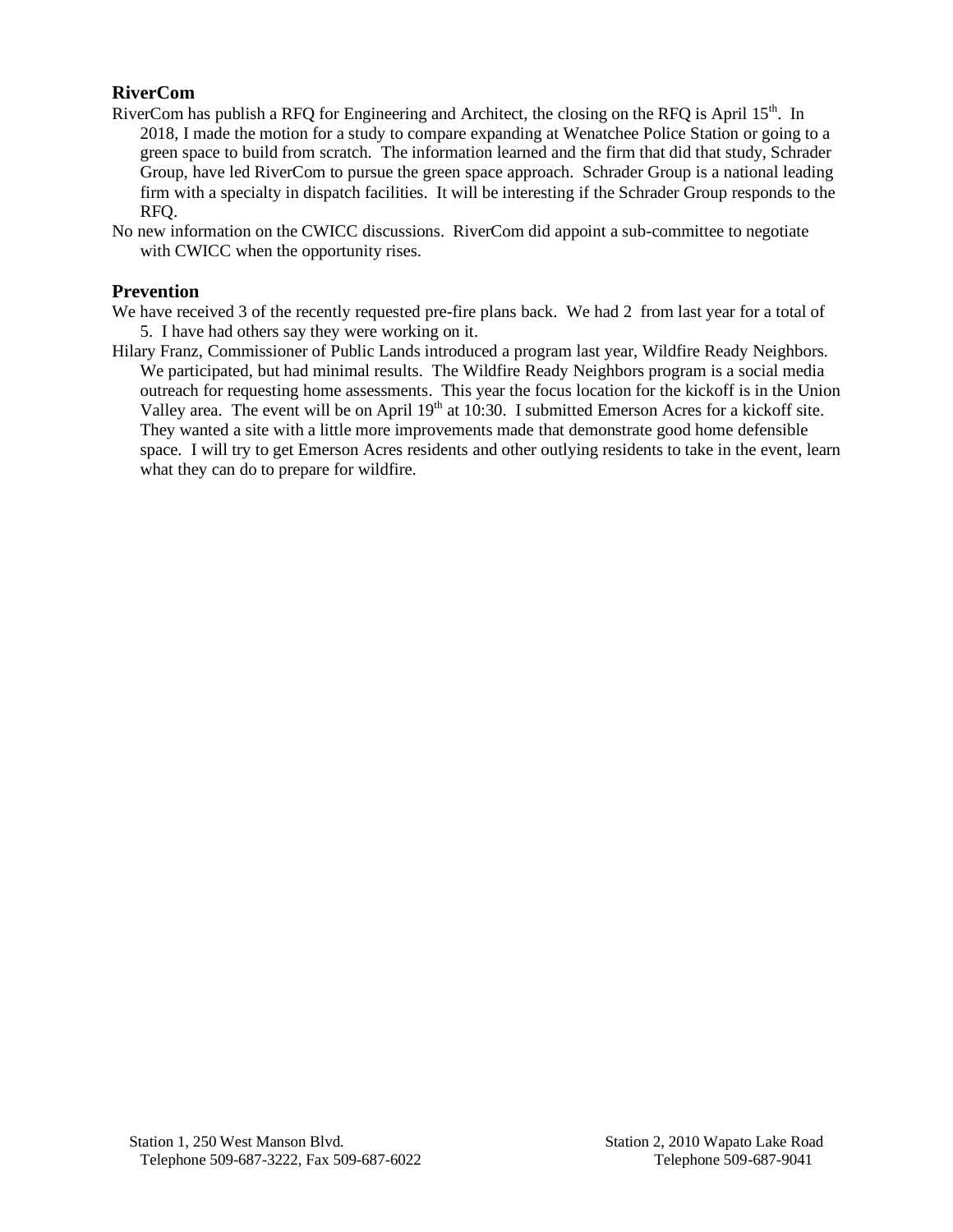## RiverCom

RiverCom has publish a RFQ for Engineering and Architect, the closing on the RFQ is April 15th. In 2018, I made the motion for a study to compare expanding at Wenatchee Police Station or going to a green space to build from scratch. The information learned and the firm that did that study, Schrader Group, have led RiverCom to pursue the green space approach. Schrader Group is a national leading firm with a specialty in dispatch facilities. It will be interesting if the Schrader Group responds to the RFQ.

No new information on the CWICC discussions. RiverCom did appoint a sub-committee to negotiate with CWICC when the opportunity rises.

## Prevention

We have received 3 of the recently requested pre-fire plans back. We had 2 from last year for a total of 5. I have had others say they were working on it.

Hilary Franz, Commissioner of Public Lands introduced a program last year, Wildfire Ready Neighbors. We participated, but had minimal results. The Wildfire Ready Neighbors program is a social media outreach for requesting home assessments. This year the focus location for the kickoff is in the Union Valley area. The event will be on April 19th at 10:30. I submitted Emerson Acres for a kickoff site. They wanted a site with a little more improvements made that demonstrate good home defensible space. I will try to get Emerson Acres residents and other outlying residents to take in the event, learn what they can do to prepare for wildfire.